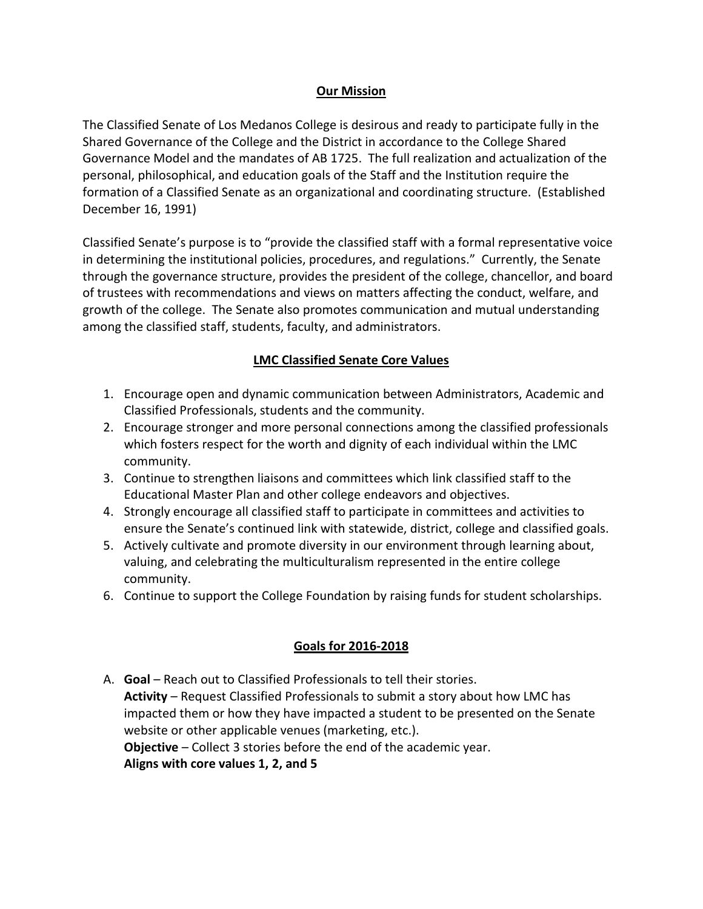## Our Mission

The Classified Senate of Los Medanos College is desirous and ready to participate fully in the Shared Governance of the College and the District in accordance to the College Shared Governance Model and the mandates of AB 1725. The full realization and actualization of the personal, philosophical, and education goals of the Staff and the Institution require the formation of a Classified Senate as an organizational and coordinating structure. (Established December 16, 1991)

Classified Senate's purpose is to "provide the classified staff with a formal representative voice in determining the institutional policies, procedures, and regulations." Currently, the Senate through the governance structure, provides the president of the college, chancellor, and board of trustees with recommendations and views on matters affecting the conduct, welfare, and growth of the college. The Senate also promotes communication and mutual understanding among the classified staff, students, faculty, and administrators.

## LMC Classified Senate Core Values

1. Encourage open and dynamic communication between Administrators, Academic and Classified Professionals, students and the community.
2. Encourage stronger and more personal connections among the classified professionals which fosters respect for the worth and dignity of each individual within the LMC community.
3. Continue to strengthen liaisons and committees which link classified staff to the Educational Master Plan and other college endeavors and objectives.
4. Strongly encourage all classified staff to participate in committees and activities to ensure the Senate's continued link with statewide, district, college and classified goals.
5. Actively cultivate and promote diversity in our environment through learning about, valuing, and celebrating the multiculturalism represented in the entire college community.
6. Continue to support the College Foundation by raising funds for student scholarships.

## Goals for 2016-2018

A. **Goal** – Reach out to Classified Professionals to tell their stories.
   **Activity** – Request Classified Professionals to submit a story about how LMC has impacted them or how they have impacted a student to be presented on the Senate website or other applicable venues (marketing, etc.).
   **Objective** – Collect 3 stories before the end of the academic year.
   **Aligns with core values 1, 2, and 5**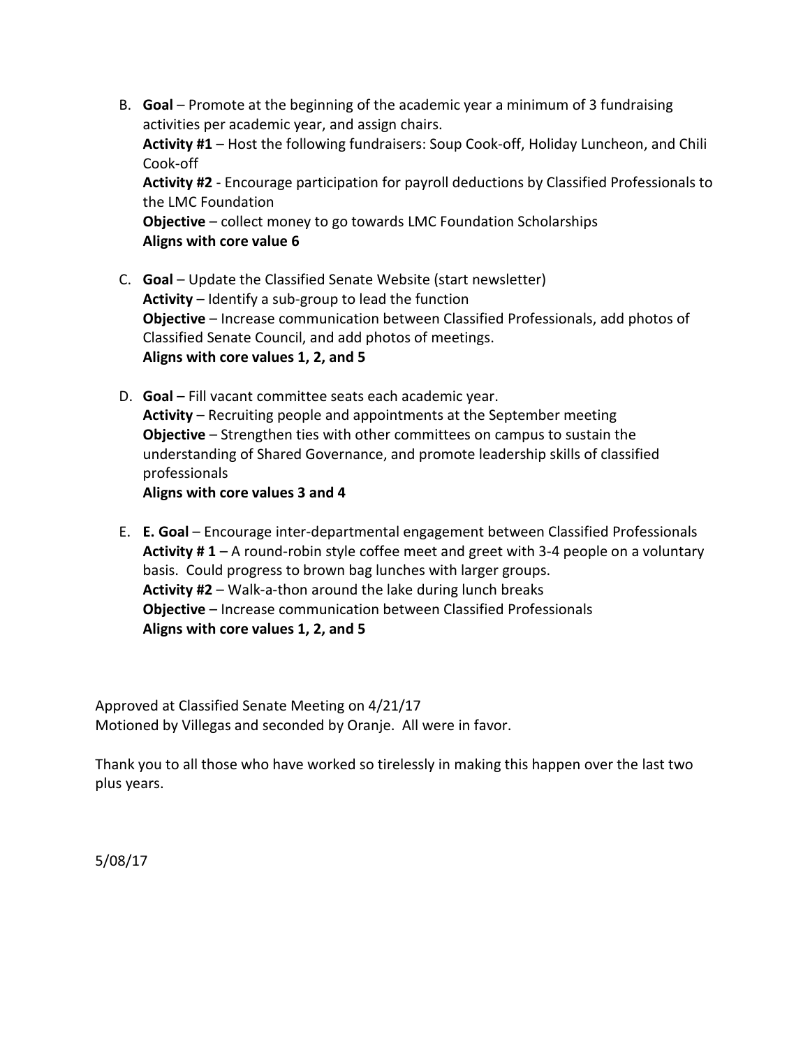B. **Goal** – Promote at the beginning of the academic year a minimum of 3 fundraising activities per academic year, and assign chairs.
   **Activity #1** – Host the following fundraisers: Soup Cook-off, Holiday Luncheon, and Chili Cook-off
   **Activity #2** - Encourage participation for payroll deductions by Classified Professionals to the LMC Foundation
   **Objective** – collect money to go towards LMC Foundation Scholarships
   **Aligns with core value 6**

C. **Goal** – Update the Classified Senate Website (start newsletter)
   **Activity** – Identify a sub-group to lead the function
   **Objective** – Increase communication between Classified Professionals, add photos of Classified Senate Council, and add photos of meetings.
   **Aligns with core values 1, 2, and 5**

D. **Goal** – Fill vacant committee seats each academic year.
   **Activity** – Recruiting people and appointments at the September meeting
   **Objective** – Strengthen ties with other committees on campus to sustain the understanding of Shared Governance, and promote leadership skills of classified professionals
   **Aligns with core values 3 and 4**

E. **E. Goal** – Encourage inter-departmental engagement between Classified Professionals
   **Activity # 1** – A round-robin style coffee meet and greet with 3-4 people on a voluntary basis. Could progress to brown bag lunches with larger groups.
   **Activity #2** – Walk-a-thon around the lake during lunch breaks
   **Objective** – Increase communication between Classified Professionals
   **Aligns with core values 1, 2, and 5**

Approved at Classified Senate Meeting on 4/21/17
Motioned by Villegas and seconded by Oranje. All were in favor.

Thank you to all those who have worked so tirelessly in making this happen over the last two plus years.

5/08/17